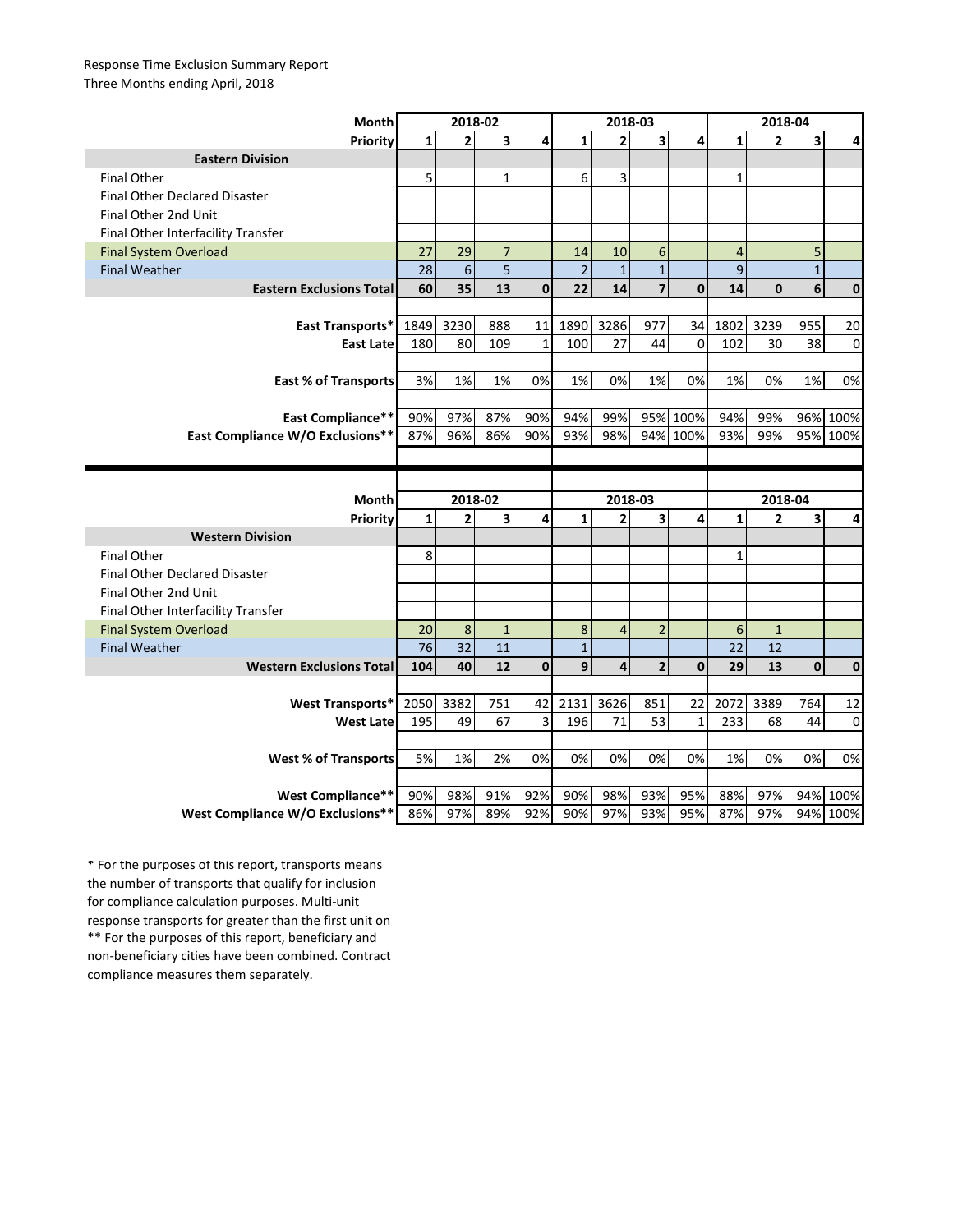Response Time Exclusion Summary Report
Three Months ending April, 2018

| Month | 2018-02 | | | | 2018-03 | | | | 2018-04 | | | |
|---|---|---|---|---|---|---|---|---|---|---|---|---|
| Priority | 1 | 2 | 3 | 4 | 1 | 2 | 3 | 4 | 1 | 2 | 3 | 4 |
| **Eastern Division** | | | | | | | | | | | | |
| Final Other | 5 | | 1 | | 6 | 3 | | | 1 | | | |
| Final Other Declared Disaster | | | | | | | | | | | | |
| Final Other 2nd Unit | | | | | | | | | | | | |
| Final Other Interfacility Transfer | | | | | | | | | | | | |
| Final System Overload | 27 | 29 | 7 | | 14 | 10 | 6 | | 4 | | 5 | |
| Final Weather | 28 | 6 | 5 | | 2 | 1 | 1 | | 9 | | 1 | |
| **Eastern Exclusions Total** | **60** | **35** | **13** | **0** | **22** | **14** | **7** | **0** | **14** | **0** | **6** | **0** |
| | | | | | | | | | | | | |
| **East Transports*** | 1849 | 3230 | 888 | 11 | 1890 | 3286 | 977 | 34 | 1802 | 3239 | 955 | 20 |
| **East Late** | 180 | 80 | 109 | 1 | 100 | 27 | 44 | 0 | 102 | 30 | 38 | 0 |
| | | | | | | | | | | | | |
| **East % of Transports** | 3% | 1% | 1% | 0% | 1% | 0% | 1% | 0% | 1% | 0% | 1% | 0% |
| | | | | | | | | | | | | |
| **East Compliance**** | 90% | 97% | 87% | 90% | 94% | 99% | 95% | 100% | 94% | 99% | 96% | 100% |
| **East Compliance W/O Exclusions**** | 87% | 96% | 86% | 90% | 93% | 98% | 94% | 100% | 93% | 99% | 95% | 100% |

| Month | 2018-02 | | | | 2018-03 | | | | 2018-04 | | | |
|---|---|---|---|---|---|---|---|---|---|---|---|---|
| Priority | 1 | 2 | 3 | 4 | 1 | 2 | 3 | 4 | 1 | 2 | 3 | 4 |
| **Western Division** | | | | | | | | | | | | |
| Final Other | 8 | | | | | | | | 1 | | | |
| Final Other Declared Disaster | | | | | | | | | | | | |
| Final Other 2nd Unit | | | | | | | | | | | | |
| Final Other Interfacility Transfer | | | | | | | | | | | | |
| Final System Overload | 20 | 8 | 1 | | 8 | 4 | 2 | | 6 | 1 | | |
| Final Weather | 76 | 32 | 11 | | 1 | | | | 22 | 12 | | |
| **Western Exclusions Total** | **104** | **40** | **12** | **0** | **9** | **4** | **2** | **0** | **29** | **13** | **0** | **0** |
| | | | | | | | | | | | | |
| **West Transports*** | 2050 | 3382 | 751 | 42 | 2131 | 3626 | 851 | 22 | 2072 | 3389 | 764 | 12 |
| **West Late** | 195 | 49 | 67 | 3 | 196 | 71 | 53 | 1 | 233 | 68 | 44 | 0 |
| | | | | | | | | | | | | |
| **West % of Transports** | 5% | 1% | 2% | 0% | 0% | 0% | 0% | 0% | 1% | 0% | 0% | 0% |
| | | | | | | | | | | | | |
| **West Compliance**** | 90% | 98% | 91% | 92% | 90% | 98% | 93% | 95% | 88% | 97% | 94% | 100% |
| **West Compliance W/O Exclusions**** | 86% | 97% | 89% | 92% | 90% | 97% | 93% | 95% | 87% | 97% | 94% | 100% |

* For the purposes of this report, transports means the number of transports that qualify for inclusion for compliance calculation purposes. Multi-unit response transports for greater than the first unit on
** For the purposes of this report, beneficiary and non-beneficiary cities have been combined. Contract compliance measures them separately.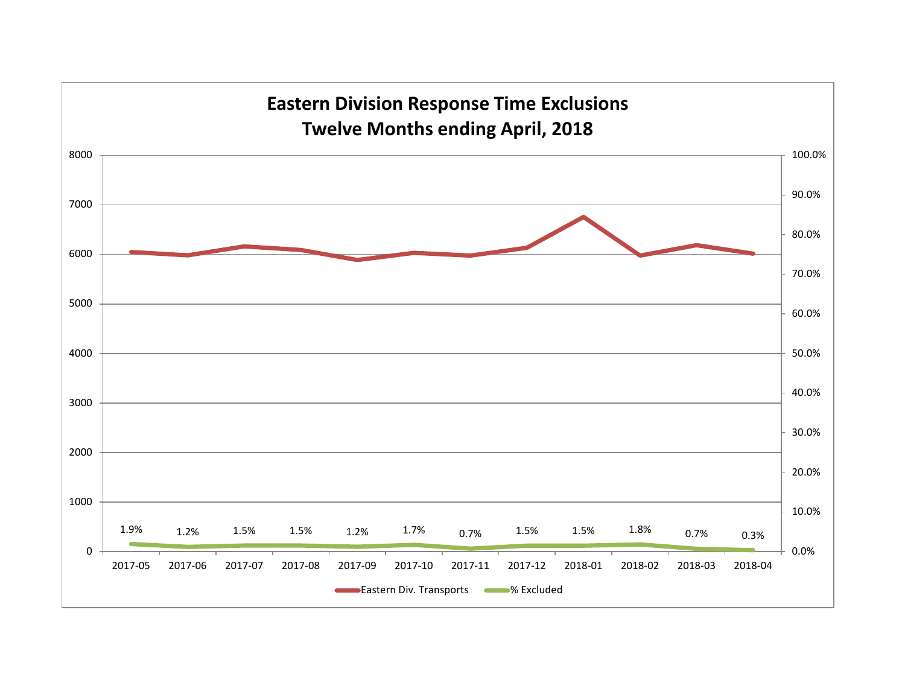# Eastern Division Response Time Exclusions
## Twelve Months ending April, 2018

| Month | % Excluded |
|---|---|
| 2017-05 | 1.9% |
| 2017-06 | 1.2% |
| 2017-07 | 1.5% |
| 2017-08 | 1.5% |
| 2017-09 | 1.2% |
| 2017-10 | 1.7% |
| 2017-11 | 0.7% |
| 2017-12 | 1.5% |
| 2018-01 | 1.5% |
| 2018-02 | 1.8% |
| 2018-03 | 0.7% |
| 2018-04 | 0.3% |

Eastern Div. Transports — % Excluded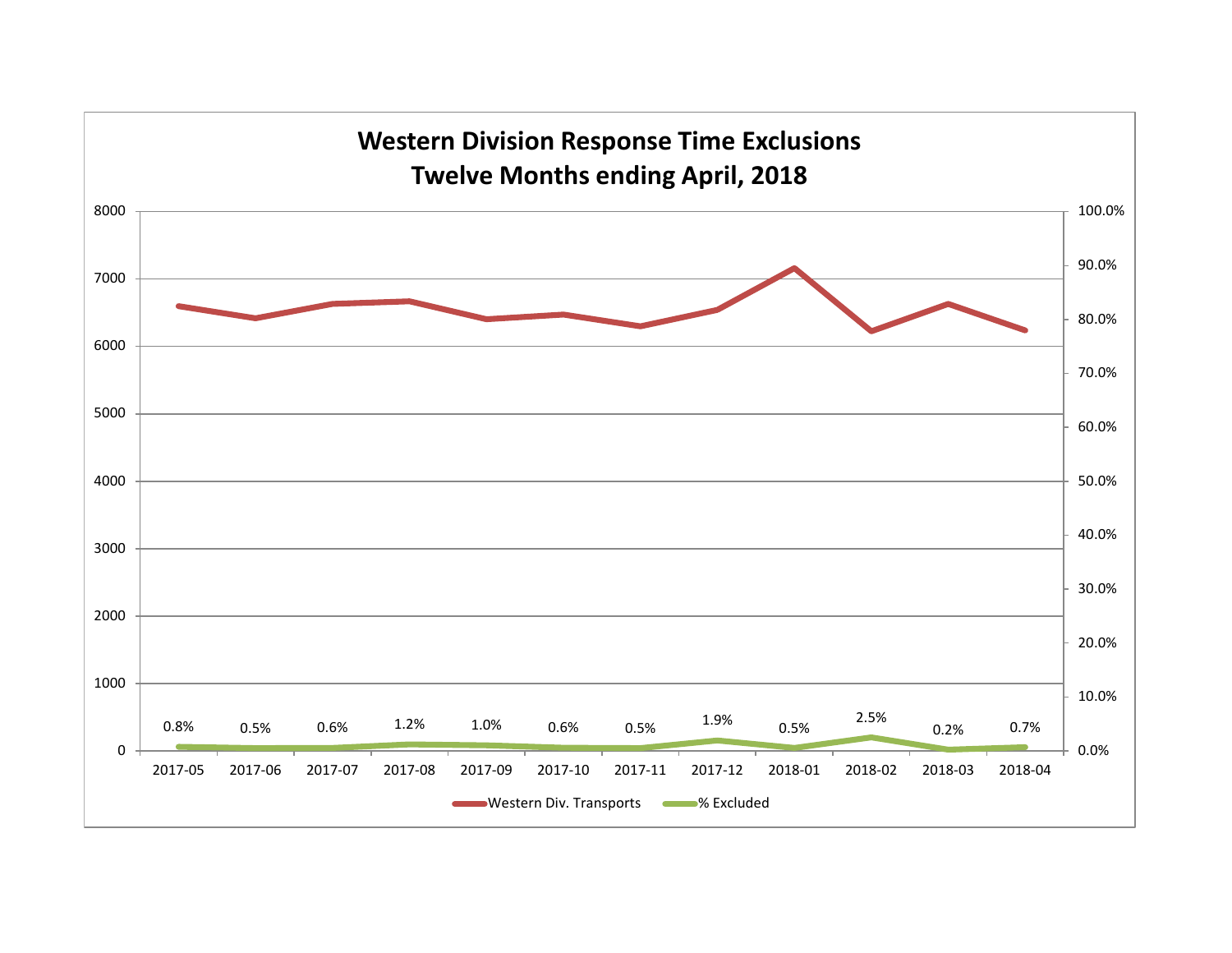# Western Division Response Time Exclusions
## Twelve Months ending April, 2018

8000
7000
6000
5000
4000
3000
2000
1000
0

100.0%
90.0%
80.0%
70.0%
60.0%
50.0%
40.0%
30.0%
20.0%
10.0%
0.0%

0.8% 0.5% 0.6% 1.2% 1.0% 0.6% 0.5% 1.9% 0.5% 2.5% 0.2% 0.7%

2017-05 2017-06 2017-07 2017-08 2017-09 2017-10 2017-11 2017-12 2018-01 2018-02 2018-03 2018-04

Western Div. Transports
% Excluded